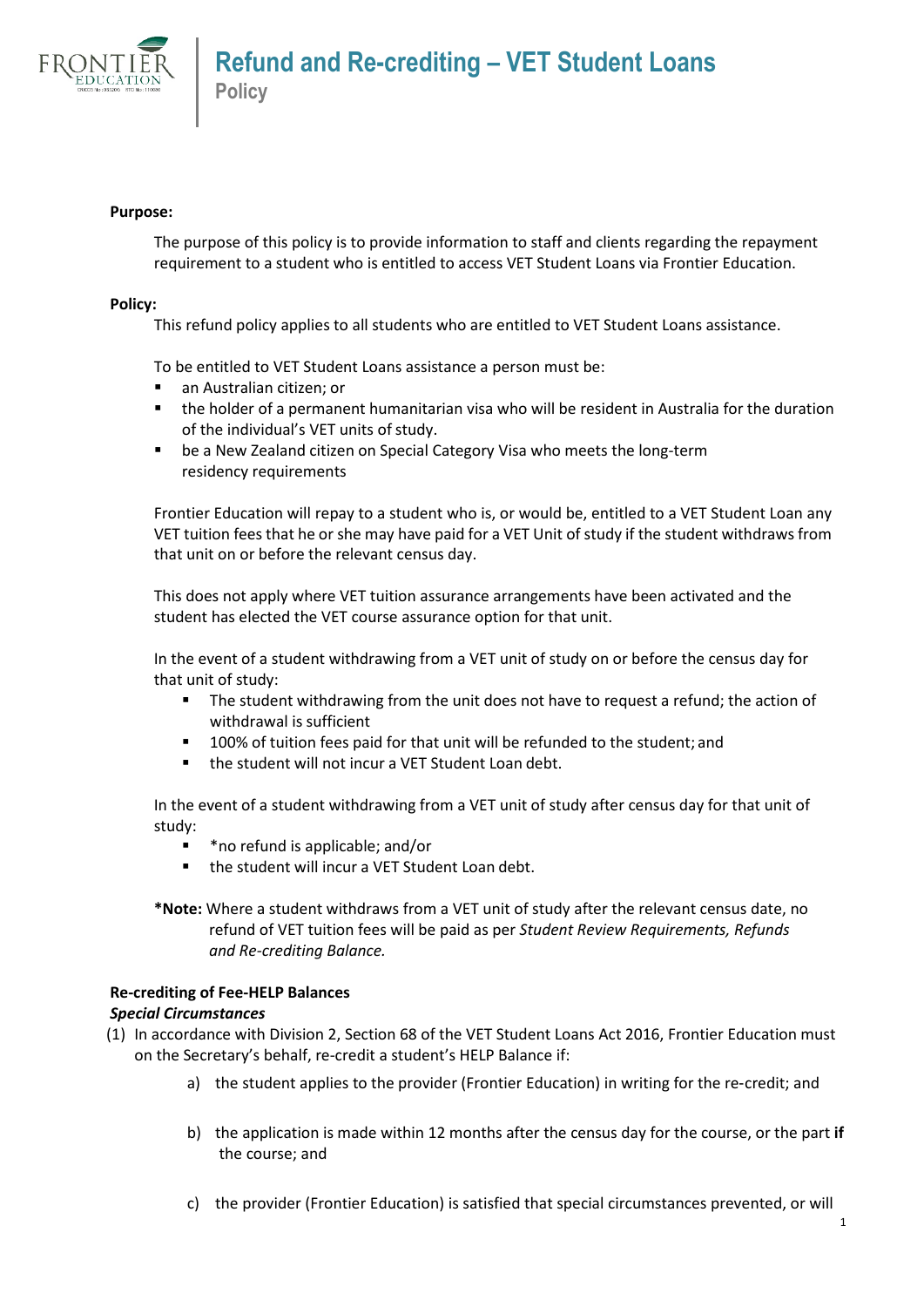# Refund and Re-crediting – VET Student Loans

## Policy

**Purpose:**

The purpose of this policy is to provide information to staff and clients regarding the repayment requirement to a student who is entitled to access VET Student Loans via Frontier Education.

**Policy:**

This refund policy applies to all students who are entitled to VET Student Loans assistance.

To be entitled to VET Student Loans assistance a person must be:

- an Australian citizen; or
- the holder of a permanent humanitarian visa who will be resident in Australia for the duration of the individual's VET units of study.
- be a New Zealand citizen on Special Category Visa who meets the long-term residency requirements

Frontier Education will repay to a student who is, or would be, entitled to a VET Student Loan any VET tuition fees that he or she may have paid for a VET Unit of study if the student withdraws from that unit on or before the relevant census day.

This does not apply where VET tuition assurance arrangements have been activated and the student has elected the VET course assurance option for that unit.

In the event of a student withdrawing from a VET unit of study on or before the census day for that unit of study:

- The student withdrawing from the unit does not have to request a refund; the action of withdrawal is sufficient
- 100% of tuition fees paid for that unit will be refunded to the student; and
- the student will not incur a VET Student Loan debt.

In the event of a student withdrawing from a VET unit of study after census day for that unit of study:

- *no refund is applicable; and/or
- the student will incur a VET Student Loan debt.

**\*Note:** Where a student withdraws from a VET unit of study after the relevant census date, no refund of VET tuition fees will be paid as per *Student Review Requirements, Refunds and Re-crediting Balance.*

**Re-crediting of Fee-HELP Balances**

***Special Circumstances***

(1) In accordance with Division 2, Section 68 of the VET Student Loans Act 2016, Frontier Education must on the Secretary's behalf, re-credit a student's HELP Balance if:

  a) the student applies to the provider (Frontier Education) in writing for the re-credit; and

  b) the application is made within 12 months after the census day for the course, or the part **if** the course; and

  c) the provider (Frontier Education) is satisfied that special circumstances prevented, or will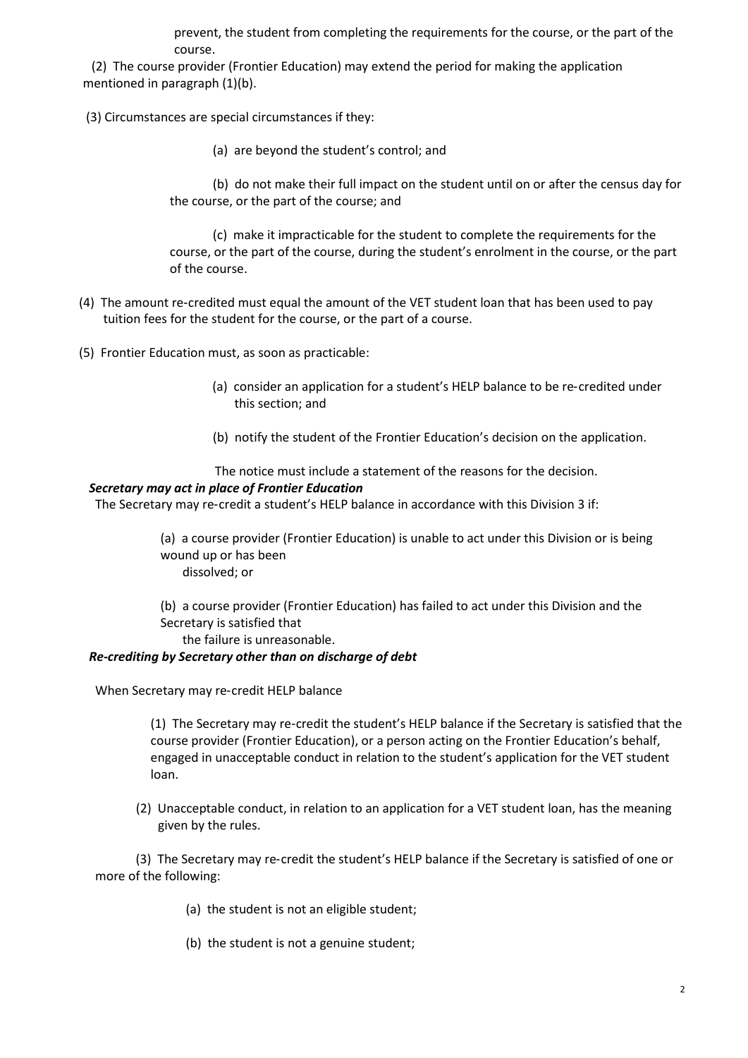prevent, the student from completing the requirements for the course, or the part of the course.

(2) The course provider (Frontier Education) may extend the period for making the application mentioned in paragraph (1)(b).

(3) Circumstances are special circumstances if they:

(a) are beyond the student's control; and

(b) do not make their full impact on the student until on or after the census day for the course, or the part of the course; and

(c) make it impracticable for the student to complete the requirements for the course, or the part of the course, during the student's enrolment in the course, or the part of the course.

(4) The amount re-credited must equal the amount of the VET student loan that has been used to pay tuition fees for the student for the course, or the part of a course.

(5) Frontier Education must, as soon as practicable:

(a) consider an application for a student's HELP balance to be re-credited under this section; and

(b) notify the student of the Frontier Education's decision on the application.

The notice must include a statement of the reasons for the decision.

***Secretary may act in place of Frontier Education***

The Secretary may re-credit a student's HELP balance in accordance with this Division 3 if:

(a) a course provider (Frontier Education) is unable to act under this Division or is being wound up or has been dissolved; or

(b) a course provider (Frontier Education) has failed to act under this Division and the Secretary is satisfied that the failure is unreasonable.

***Re-crediting by Secretary other than on discharge of debt***

When Secretary may re-credit HELP balance

(1) The Secretary may re-credit the student's HELP balance if the Secretary is satisfied that the course provider (Frontier Education), or a person acting on the Frontier Education's behalf, engaged in unacceptable conduct in relation to the student's application for the VET student loan.

(2) Unacceptable conduct, in relation to an application for a VET student loan, has the meaning given by the rules.

(3) The Secretary may re-credit the student's HELP balance if the Secretary is satisfied of one or more of the following:

(a) the student is not an eligible student;

(b) the student is not a genuine student;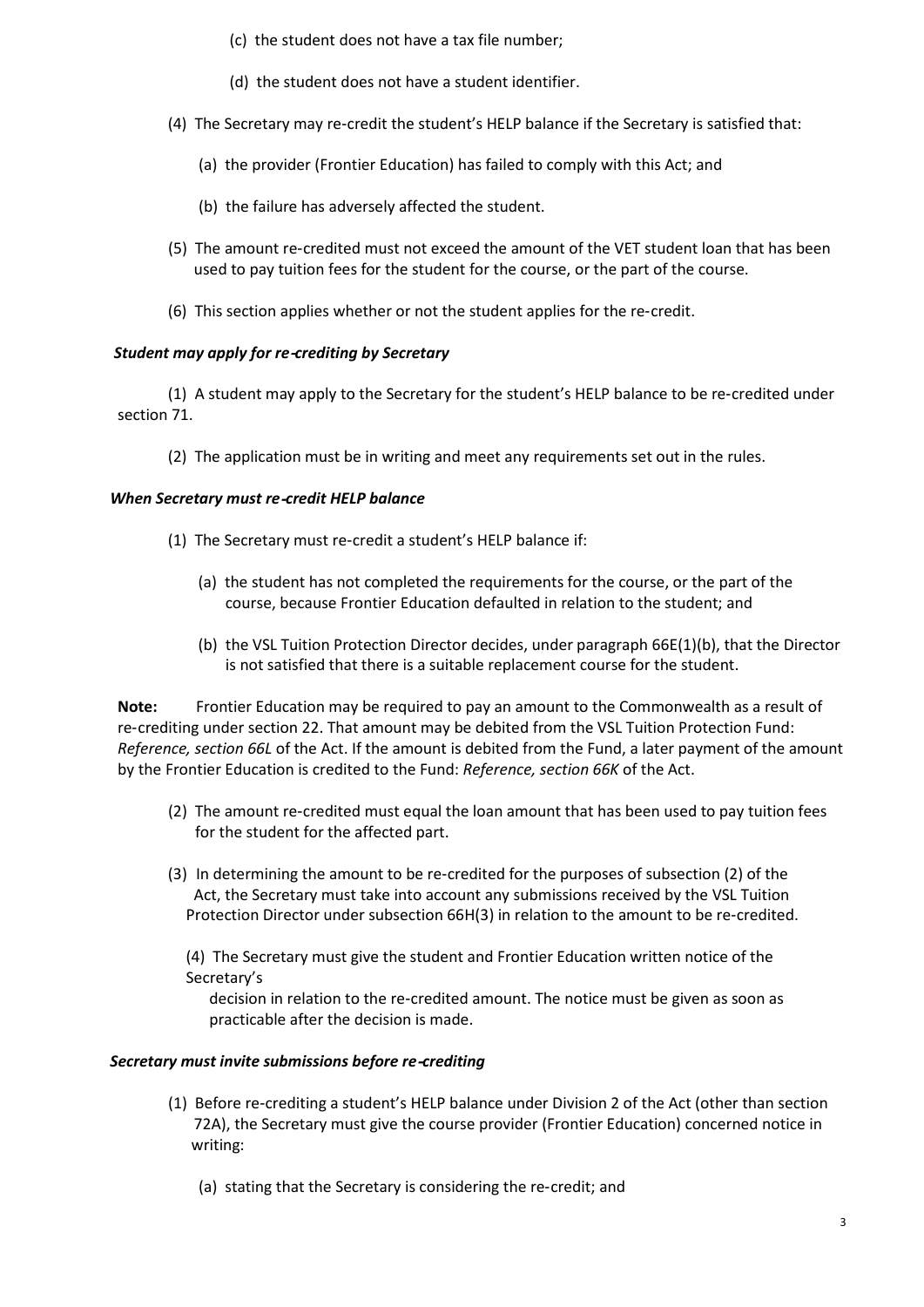(c) the student does not have a tax file number;

(d) the student does not have a student identifier.

(4) The Secretary may re-credit the student's HELP balance if the Secretary is satisfied that:

(a) the provider (Frontier Education) has failed to comply with this Act; and

(b) the failure has adversely affected the student.

(5) The amount re-credited must not exceed the amount of the VET student loan that has been used to pay tuition fees for the student for the course, or the part of the course.

(6) This section applies whether or not the student applies for the re-credit.

***Student may apply for re-crediting by Secretary***

(1) A student may apply to the Secretary for the student's HELP balance to be re-credited under section 71.

(2) The application must be in writing and meet any requirements set out in the rules.

***When Secretary must re-credit HELP balance***

(1) The Secretary must re-credit a student's HELP balance if:

(a) the student has not completed the requirements for the course, or the part of the course, because Frontier Education defaulted in relation to the student; and

(b) the VSL Tuition Protection Director decides, under paragraph 66E(1)(b), that the Director is not satisfied that there is a suitable replacement course for the student.

**Note:** Frontier Education may be required to pay an amount to the Commonwealth as a result of re-crediting under section 22. That amount may be debited from the VSL Tuition Protection Fund: *Reference, section 66L* of the Act. If the amount is debited from the Fund, a later payment of the amount by the Frontier Education is credited to the Fund: *Reference, section 66K* of the Act.

(2) The amount re-credited must equal the loan amount that has been used to pay tuition fees for the student for the affected part.

(3) In determining the amount to be re-credited for the purposes of subsection (2) of the Act, the Secretary must take into account any submissions received by the VSL Tuition Protection Director under subsection 66H(3) in relation to the amount to be re-credited.

(4) The Secretary must give the student and Frontier Education written notice of the Secretary's decision in relation to the re-credited amount. The notice must be given as soon as practicable after the decision is made.

***Secretary must invite submissions before re-crediting***

(1) Before re-crediting a student's HELP balance under Division 2 of the Act (other than section 72A), the Secretary must give the course provider (Frontier Education) concerned notice in writing:

(a) stating that the Secretary is considering the re-credit; and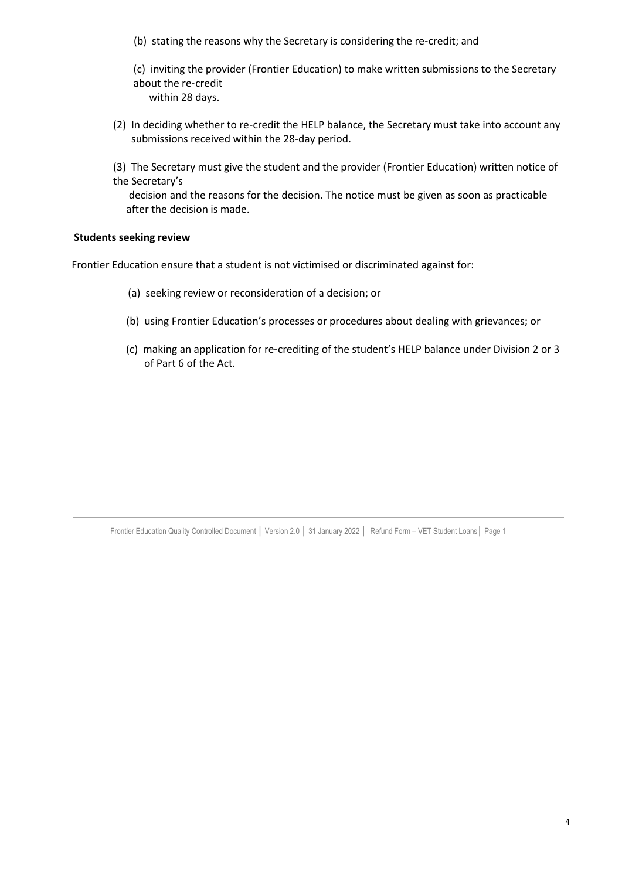(b) stating the reasons why the Secretary is considering the re-credit; and

(c) inviting the provider (Frontier Education) to make written submissions to the Secretary about the re-credit within 28 days.

(2) In deciding whether to re-credit the HELP balance, the Secretary must take into account any submissions received within the 28-day period.

(3) The Secretary must give the student and the provider (Frontier Education) written notice of the Secretary's decision and the reasons for the decision. The notice must be given as soon as practicable after the decision is made.

**Students seeking review**

Frontier Education ensure that a student is not victimised or discriminated against for:

(a) seeking review or reconsideration of a decision; or

(b) using Frontier Education's processes or procedures about dealing with grievances; or

(c) making an application for re-crediting of the student's HELP balance under Division 2 or 3 of Part 6 of the Act.